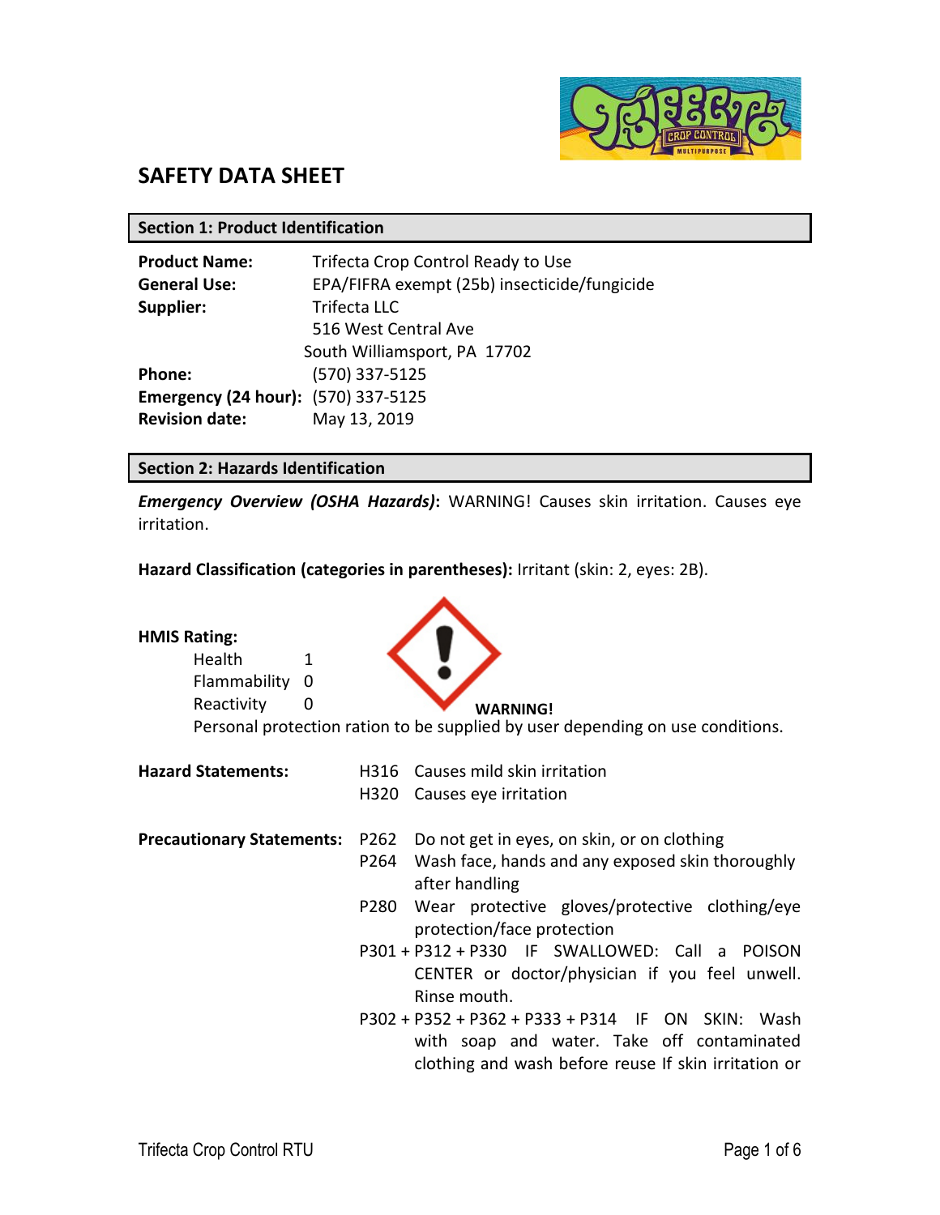# SAFETY DATA SHEET

## Section 1: Product Identification

**Product Name:** Trifecta Crop Control Ready to Use
**General Use:** EPA/FIFRA exempt (25b) insecticide/fungicide
**Supplier:** Trifecta LLC
516 West Central Ave
South Williamsport, PA 17702
**Phone:** (570) 337-5125
**Emergency (24 hour):** (570) 337-5125
**Revision date:** May 13, 2019

## Section 2: Hazards Identification

***Emergency Overview (OSHA Hazards)*:** WARNING! Causes skin irritation. Causes eye irritation.

**Hazard Classification (categories in parentheses):** Irritant (skin: 2, eyes: 2B).

**HMIS Rating:**

| | |
|---|---|
| Health | 1 |
| Flammability | 0 |
| Reactivity | 0 |

**WARNING!**

Personal protection ration to be supplied by user depending on use conditions.

**Hazard Statements:**

H316 Causes mild skin irritation
H320 Causes eye irritation

**Precautionary Statements:**

P262 Do not get in eyes, on skin, or on clothing
P264 Wash face, hands and any exposed skin thoroughly after handling
P280 Wear protective gloves/protective clothing/eye protection/face protection
P301 + P312 + P330 IF SWALLOWED: Call a POISON CENTER or doctor/physician if you feel unwell. Rinse mouth.
P302 + P352 + P362 + P333 + P314 IF ON SKIN: Wash with soap and water. Take off contaminated clothing and wash before reuse If skin irritation or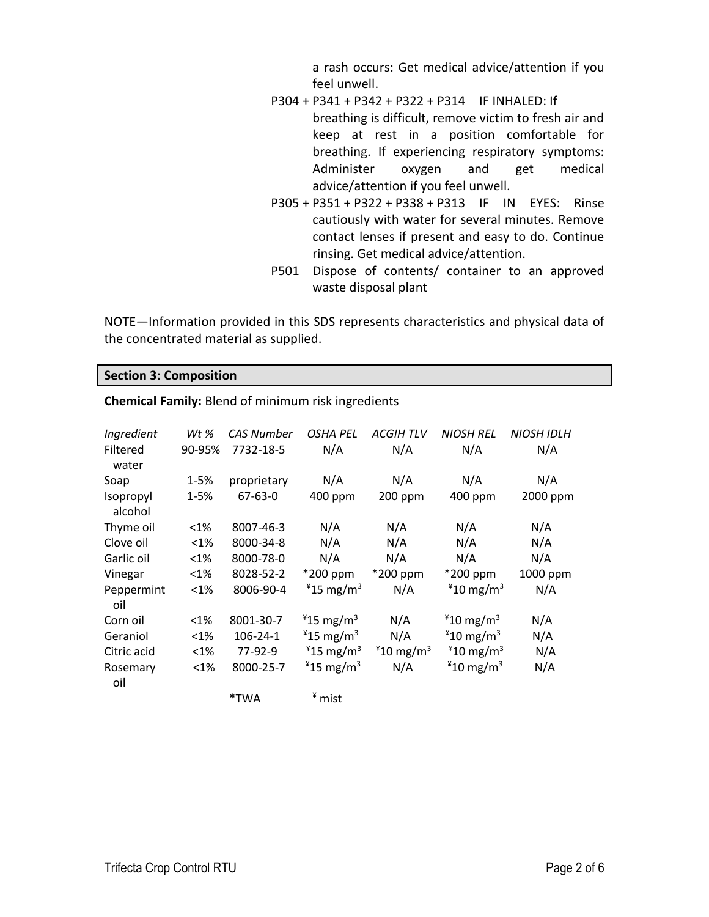a rash occurs: Get medical advice/attention if you feel unwell.

P304 + P341 + P342 + P322 + P314 IF INHALED: If breathing is difficult, remove victim to fresh air and keep at rest in a position comfortable for breathing. If experiencing respiratory symptoms: Administer oxygen and get medical advice/attention if you feel unwell.

P305 + P351 + P322 + P338 + P313 IF IN EYES: Rinse cautiously with water for several minutes. Remove contact lenses if present and easy to do. Continue rinsing. Get medical advice/attention.

P501 Dispose of contents/ container to an approved waste disposal plant

NOTE—Information provided in this SDS represents characteristics and physical data of the concentrated material as supplied.

## Section 3: Composition

**Chemical Family:** Blend of minimum risk ingredients

| *Ingredient* | *Wt %* | *CAS Number* | *OSHA PEL* | *ACGIH TLV* | *NIOSH REL* | *NIOSH IDLH* |
|---|---|---|---|---|---|---|
| Filtered water | 90-95% | 7732-18-5 | N/A | N/A | N/A | N/A |
| Soap | 1-5% | proprietary | N/A | N/A | N/A | N/A |
| Isopropyl alcohol | 1-5% | 67-63-0 | 400 ppm | 200 ppm | 400 ppm | 2000 ppm |
| Thyme oil | <1% | 8007-46-3 | N/A | N/A | N/A | N/A |
| Clove oil | <1% | 8000-34-8 | N/A | N/A | N/A | N/A |
| Garlic oil | <1% | 8000-78-0 | N/A | N/A | N/A | N/A |
| Vinegar | <1% | 8028-52-2 | *200 ppm | *200 ppm | *200 ppm | 1000 ppm |
| Peppermint oil | <1% | 8006-90-4 | ¥15 $mg/m^3$ | N/A | ¥10 $mg/m^3$ | N/A |
| Corn oil | <1% | 8001-30-7 | ¥15 $mg/m^3$ | N/A | ¥10 $mg/m^3$ | N/A |
| Geraniol | <1% | 106-24-1 | ¥15 $mg/m^3$ | N/A | ¥10 $mg/m^3$ | N/A |
| Citric acid | <1% | 77-92-9 | ¥15 $mg/m^3$ | ¥10 $mg/m^3$ | ¥10 $mg/m^3$ | N/A |
| Rosemary oil | <1% | 8000-25-7 | ¥15 $mg/m^3$ | N/A | ¥10 $mg/m^3$ | N/A |
| | | *TWA | ¥ mist | | | |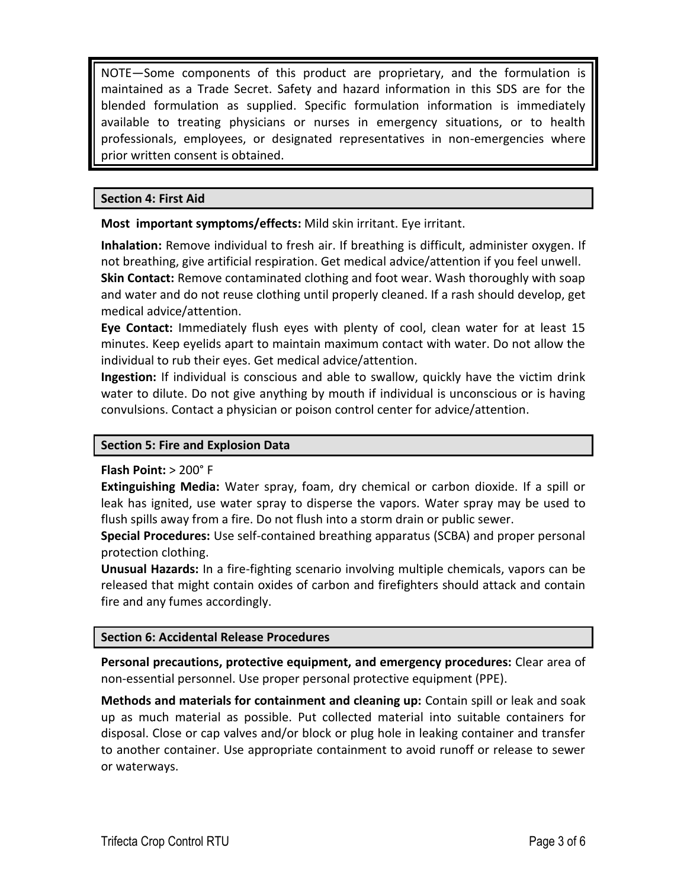NOTE—Some components of this product are proprietary, and the formulation is maintained as a Trade Secret. Safety and hazard information in this SDS are for the blended formulation as supplied. Specific formulation information is immediately available to treating physicians or nurses in emergency situations, or to health professionals, employees, or designated representatives in non-emergencies where prior written consent is obtained.

## Section 4: First Aid

**Most important symptoms/effects:** Mild skin irritant. Eye irritant.

**Inhalation:** Remove individual to fresh air. If breathing is difficult, administer oxygen. If not breathing, give artificial respiration. Get medical advice/attention if you feel unwell.
**Skin Contact:** Remove contaminated clothing and foot wear. Wash thoroughly with soap and water and do not reuse clothing until properly cleaned. If a rash should develop, get medical advice/attention.
**Eye Contact:** Immediately flush eyes with plenty of cool, clean water for at least 15 minutes. Keep eyelids apart to maintain maximum contact with water. Do not allow the individual to rub their eyes. Get medical advice/attention.
**Ingestion:** If individual is conscious and able to swallow, quickly have the victim drink water to dilute. Do not give anything by mouth if individual is unconscious or is having convulsions. Contact a physician or poison control center for advice/attention.

## Section 5: Fire and Explosion Data

**Flash Point:** > 200° F
**Extinguishing Media:** Water spray, foam, dry chemical or carbon dioxide. If a spill or leak has ignited, use water spray to disperse the vapors. Water spray may be used to flush spills away from a fire. Do not flush into a storm drain or public sewer.
**Special Procedures:** Use self-contained breathing apparatus (SCBA) and proper personal protection clothing.
**Unusual Hazards:** In a fire-fighting scenario involving multiple chemicals, vapors can be released that might contain oxides of carbon and firefighters should attack and contain fire and any fumes accordingly.

## Section 6: Accidental Release Procedures

**Personal precautions, protective equipment, and emergency procedures:** Clear area of non-essential personnel. Use proper personal protective equipment (PPE).

**Methods and materials for containment and cleaning up:** Contain spill or leak and soak up as much material as possible. Put collected material into suitable containers for disposal. Close or cap valves and/or block or plug hole in leaking container and transfer to another container. Use appropriate containment to avoid runoff or release to sewer or waterways.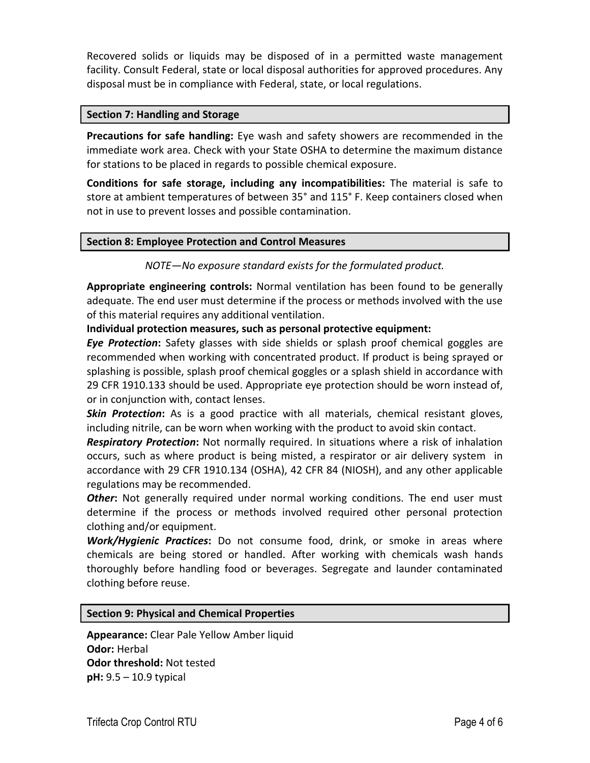Recovered solids or liquids may be disposed of in a permitted waste management facility. Consult Federal, state or local disposal authorities for approved procedures. Any disposal must be in compliance with Federal, state, or local regulations.

## Section 7: Handling and Storage

**Precautions for safe handling:** Eye wash and safety showers are recommended in the immediate work area. Check with your State OSHA to determine the maximum distance for stations to be placed in regards to possible chemical exposure.

**Conditions for safe storage, including any incompatibilities:** The material is safe to store at ambient temperatures of between 35° and 115° F. Keep containers closed when not in use to prevent losses and possible contamination.

## Section 8: Employee Protection and Control Measures

*NOTE—No exposure standard exists for the formulated product.*

**Appropriate engineering controls:** Normal ventilation has been found to be generally adequate. The end user must determine if the process or methods involved with the use of this material requires any additional ventilation.

**Individual protection measures, such as personal protective equipment:**

***Eye Protection*:** Safety glasses with side shields or splash proof chemical goggles are recommended when working with concentrated product. If product is being sprayed or splashing is possible, splash proof chemical goggles or a splash shield in accordance with 29 CFR 1910.133 should be used. Appropriate eye protection should be worn instead of, or in conjunction with, contact lenses.

***Skin Protection*:** As is a good practice with all materials, chemical resistant gloves, including nitrile, can be worn when working with the product to avoid skin contact.

***Respiratory Protection*:** Not normally required. In situations where a risk of inhalation occurs, such as where product is being misted, a respirator or air delivery system in accordance with 29 CFR 1910.134 (OSHA), 42 CFR 84 (NIOSH), and any other applicable regulations may be recommended.

***Other*:** Not generally required under normal working conditions. The end user must determine if the process or methods involved required other personal protection clothing and/or equipment.

***Work/Hygienic Practices*:** Do not consume food, drink, or smoke in areas where chemicals are being stored or handled. After working with chemicals wash hands thoroughly before handling food or beverages. Segregate and launder contaminated clothing before reuse.

## Section 9: Physical and Chemical Properties

**Appearance:** Clear Pale Yellow Amber liquid  
**Odor:** Herbal  
**Odor threshold:** Not tested  
**pH:** 9.5 – 10.9 typical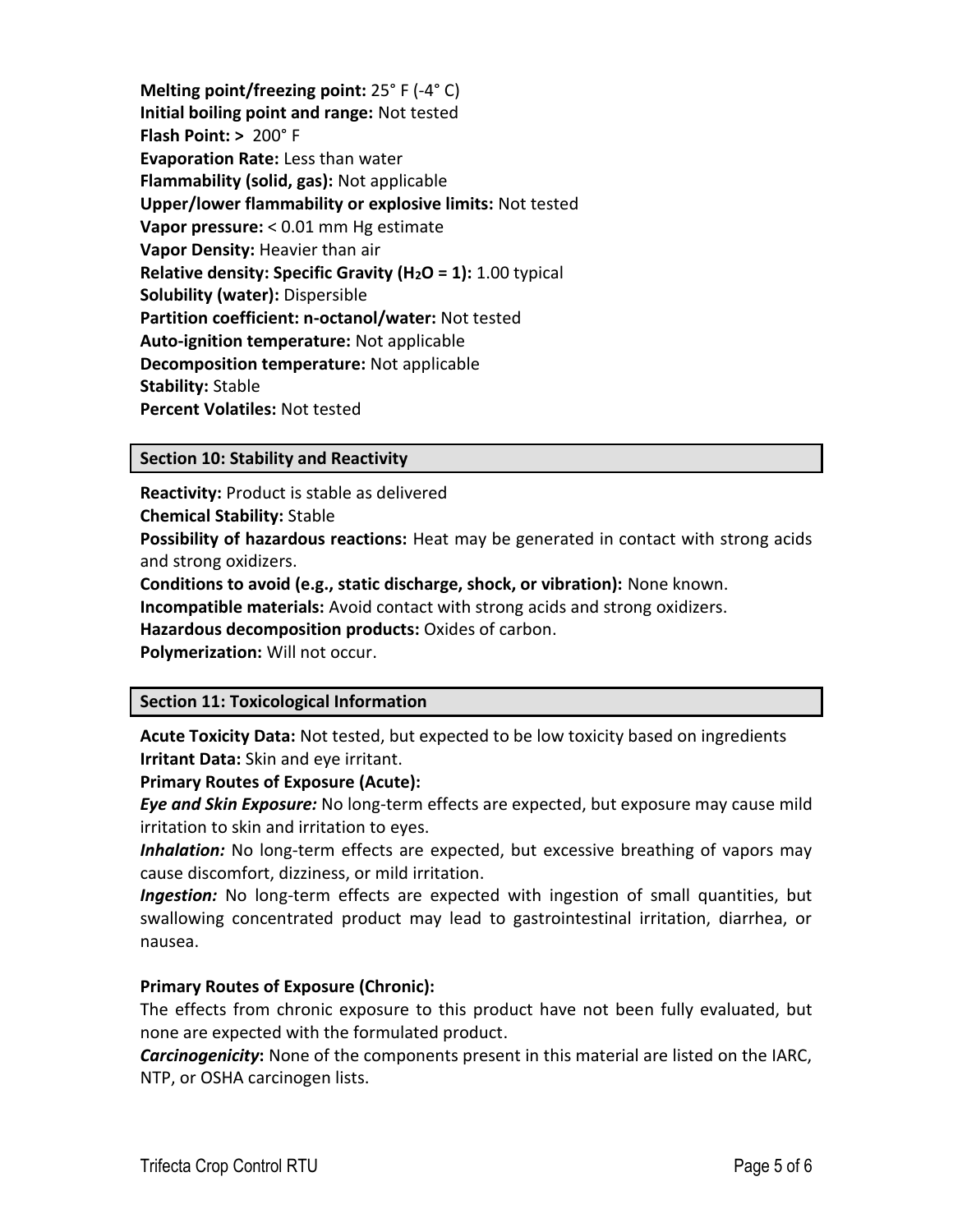**Melting point/freezing point:** 25° F (-4° C)
**Initial boiling point and range:** Not tested
**Flash Point: >** 200° F
**Evaporation Rate:** Less than water
**Flammability (solid, gas):** Not applicable
**Upper/lower flammability or explosive limits:** Not tested
**Vapor pressure:** < 0.01 mm Hg estimate
**Vapor Density:** Heavier than air
**Relative density: Specific Gravity ($H_2O$ = 1):** 1.00 typical
**Solubility (water):** Dispersible
**Partition coefficient: n-octanol/water:** Not tested
**Auto-ignition temperature:** Not applicable
**Decomposition temperature:** Not applicable
**Stability:** Stable
**Percent Volatiles:** Not tested

## Section 10: Stability and Reactivity

**Reactivity:** Product is stable as delivered
**Chemical Stability:** Stable
**Possibility of hazardous reactions:** Heat may be generated in contact with strong acids and strong oxidizers.
**Conditions to avoid (e.g., static discharge, shock, or vibration):** None known.
**Incompatible materials:** Avoid contact with strong acids and strong oxidizers.
**Hazardous decomposition products:** Oxides of carbon.
**Polymerization:** Will not occur.

## Section 11: Toxicological Information

**Acute Toxicity Data:** Not tested, but expected to be low toxicity based on ingredients
**Irritant Data:** Skin and eye irritant.
**Primary Routes of Exposure (Acute):**
***Eye and Skin Exposure:*** No long-term effects are expected, but exposure may cause mild irritation to skin and irritation to eyes.
***Inhalation:*** No long-term effects are expected, but excessive breathing of vapors may cause discomfort, dizziness, or mild irritation.
***Ingestion:*** No long-term effects are expected with ingestion of small quantities, but swallowing concentrated product may lead to gastrointestinal irritation, diarrhea, or nausea.

**Primary Routes of Exposure (Chronic):**
The effects from chronic exposure to this product have not been fully evaluated, but none are expected with the formulated product.
***Carcinogenicity*:** None of the components present in this material are listed on the IARC, NTP, or OSHA carcinogen lists.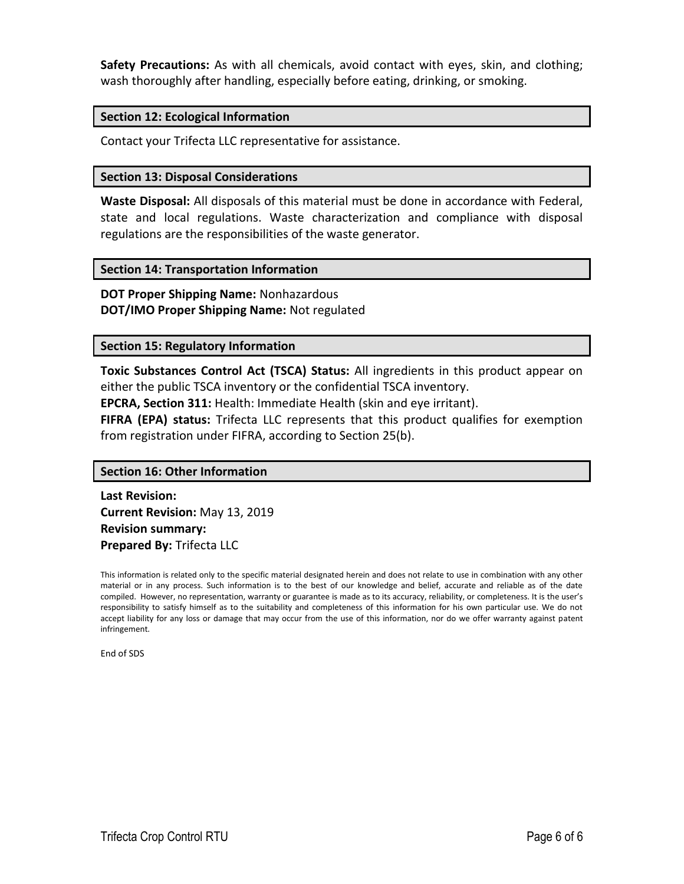**Safety Precautions:** As with all chemicals, avoid contact with eyes, skin, and clothing; wash thoroughly after handling, especially before eating, drinking, or smoking.

## Section 12: Ecological Information

Contact your Trifecta LLC representative for assistance.

## Section 13: Disposal Considerations

**Waste Disposal:** All disposals of this material must be done in accordance with Federal, state and local regulations. Waste characterization and compliance with disposal regulations are the responsibilities of the waste generator.

## Section 14: Transportation Information

**DOT Proper Shipping Name:** Nonhazardous
**DOT/IMO Proper Shipping Name:** Not regulated

## Section 15: Regulatory Information

**Toxic Substances Control Act (TSCA) Status:** All ingredients in this product appear on either the public TSCA inventory or the confidential TSCA inventory.
**EPCRA, Section 311:** Health: Immediate Health (skin and eye irritant).
**FIFRA (EPA) status:** Trifecta LLC represents that this product qualifies for exemption from registration under FIFRA, according to Section 25(b).

## Section 16: Other Information

**Last Revision:**
**Current Revision:** May 13, 2019
**Revision summary:**
**Prepared By:** Trifecta LLC

This information is related only to the specific material designated herein and does not relate to use in combination with any other material or in any process. Such information is to the best of our knowledge and belief, accurate and reliable as of the date compiled. However, no representation, warranty or guarantee is made as to its accuracy, reliability, or completeness. It is the user's responsibility to satisfy himself as to the suitability and completeness of this information for his own particular use. We do not accept liability for any loss or damage that may occur from the use of this information, nor do we offer warranty against patent infringement.

End of SDS